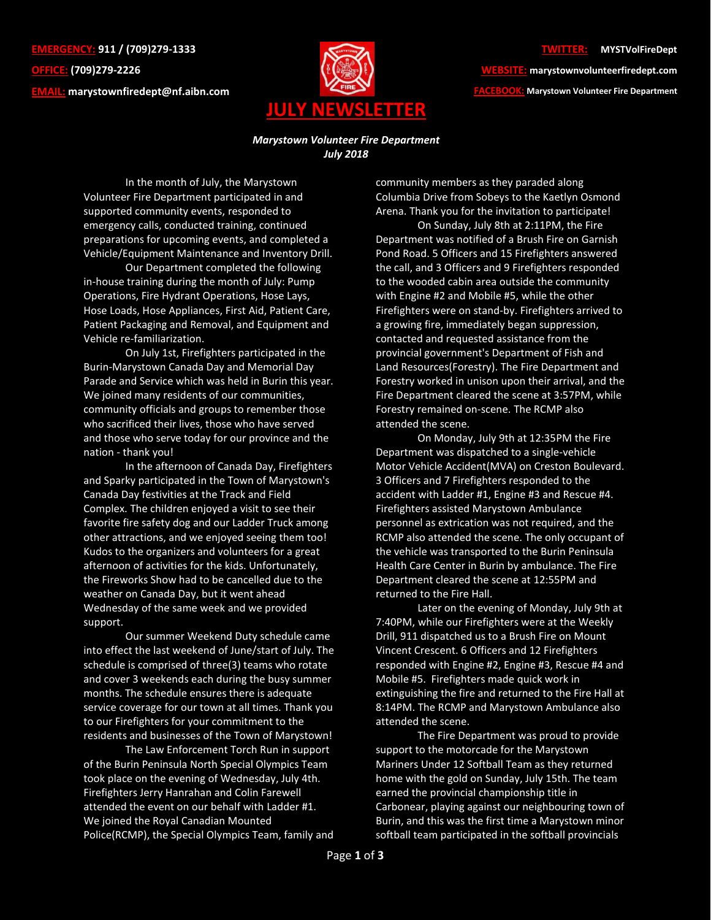**EMERGENCY:** 911 / (709)279-1333

**OFFICE:** (709)279-2226

**EMAIL:** marystownfiredept@nf.aibn.com

**TWITTER:** MYSTVolFireDept

**WEBSITE:** marystownvolunteerfiredept.com

**FACEBOOK:** Marystown Volunteer Fire Department

# JULY NEWSLETTER

***Marystown Volunteer Fire Department***
***July 2018***

In the month of July, the Marystown Volunteer Fire Department participated in and supported community events, responded to emergency calls, conducted training, continued preparations for upcoming events, and completed a Vehicle/Equipment Maintenance and Inventory Drill.

Our Department completed the following in-house training during the month of July: Pump Operations, Fire Hydrant Operations, Hose Lays, Hose Loads, Hose Appliances, First Aid, Patient Care, Patient Packaging and Removal, and Equipment and Vehicle re-familiarization.

On July 1st, Firefighters participated in the Burin-Marystown Canada Day and Memorial Day Parade and Service which was held in Burin this year. We joined many residents of our communities, community officials and groups to remember those who sacrificed their lives, those who have served and those who serve today for our province and the nation - thank you!

In the afternoon of Canada Day, Firefighters and Sparky participated in the Town of Marystown's Canada Day festivities at the Track and Field Complex. The children enjoyed a visit to see their favorite fire safety dog and our Ladder Truck among other attractions, and we enjoyed seeing them too! Kudos to the organizers and volunteers for a great afternoon of activities for the kids. Unfortunately, the Fireworks Show had to be cancelled due to the weather on Canada Day, but it went ahead Wednesday of the same week and we provided support.

Our summer Weekend Duty schedule came into effect the last weekend of June/start of July. The schedule is comprised of three(3) teams who rotate and cover 3 weekends each during the busy summer months. The schedule ensures there is adequate service coverage for our town at all times. Thank you to our Firefighters for your commitment to the residents and businesses of the Town of Marystown!

The Law Enforcement Torch Run in support of the Burin Peninsula North Special Olympics Team took place on the evening of Wednesday, July 4th. Firefighters Jerry Hanrahan and Colin Farewell attended the event on our behalf with Ladder #1. We joined the Royal Canadian Mounted Police(RCMP), the Special Olympics Team, family and community members as they paraded along Columbia Drive from Sobeys to the Kaetlyn Osmond Arena. Thank you for the invitation to participate!

On Sunday, July 8th at 2:11PM, the Fire Department was notified of a Brush Fire on Garnish Pond Road. 5 Officers and 15 Firefighters answered the call, and 3 Officers and 9 Firefighters responded to the wooded cabin area outside the community with Engine #2 and Mobile #5, while the other Firefighters were on stand-by. Firefighters arrived to a growing fire, immediately began suppression, contacted and requested assistance from the provincial government's Department of Fish and Land Resources(Forestry). The Fire Department and Forestry worked in unison upon their arrival, and the Fire Department cleared the scene at 3:57PM, while Forestry remained on-scene. The RCMP also attended the scene.

On Monday, July 9th at 12:35PM the Fire Department was dispatched to a single-vehicle Motor Vehicle Accident(MVA) on Creston Boulevard. 3 Officers and 7 Firefighters responded to the accident with Ladder #1, Engine #3 and Rescue #4. Firefighters assisted Marystown Ambulance personnel as extrication was not required, and the RCMP also attended the scene. The only occupant of the vehicle was transported to the Burin Peninsula Health Care Center in Burin by ambulance. The Fire Department cleared the scene at 12:55PM and returned to the Fire Hall.

Later on the evening of Monday, July 9th at 7:40PM, while our Firefighters were at the Weekly Drill, 911 dispatched us to a Brush Fire on Mount Vincent Crescent. 6 Officers and 12 Firefighters responded with Engine #2, Engine #3, Rescue #4 and Mobile #5. Firefighters made quick work in extinguishing the fire and returned to the Fire Hall at 8:14PM. The RCMP and Marystown Ambulance also attended the scene.

The Fire Department was proud to provide support to the motorcade for the Marystown Mariners Under 12 Softball Team as they returned home with the gold on Sunday, July 15th. The team earned the provincial championship title in Carbonear, playing against our neighbouring town of Burin, and this was the first time a Marystown minor softball team participated in the softball provincials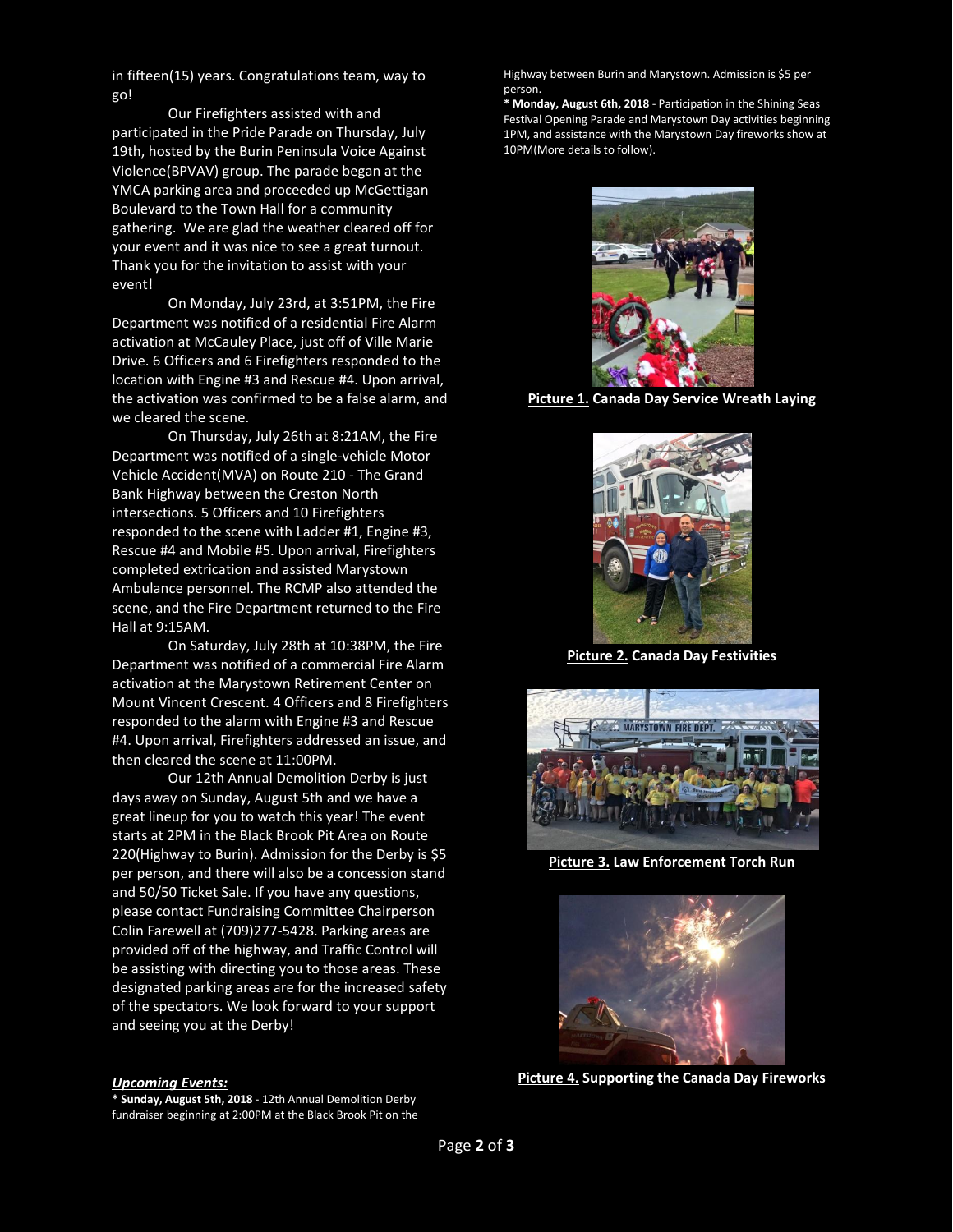in fifteen(15) years. Congratulations team, way to go!

Our Firefighters assisted with and participated in the Pride Parade on Thursday, July 19th, hosted by the Burin Peninsula Voice Against Violence(BPVAV) group. The parade began at the YMCA parking area and proceeded up McGettigan Boulevard to the Town Hall for a community gathering. We are glad the weather cleared off for your event and it was nice to see a great turnout. Thank you for the invitation to assist with your event!

On Monday, July 23rd, at 3:51PM, the Fire Department was notified of a residential Fire Alarm activation at McCauley Place, just off of Ville Marie Drive. 6 Officers and 6 Firefighters responded to the location with Engine #3 and Rescue #4. Upon arrival, the activation was confirmed to be a false alarm, and we cleared the scene.

On Thursday, July 26th at 8:21AM, the Fire Department was notified of a single-vehicle Motor Vehicle Accident(MVA) on Route 210 - The Grand Bank Highway between the Creston North intersections. 5 Officers and 10 Firefighters responded to the scene with Ladder #1, Engine #3, Rescue #4 and Mobile #5. Upon arrival, Firefighters completed extrication and assisted Marystown Ambulance personnel. The RCMP also attended the scene, and the Fire Department returned to the Fire Hall at 9:15AM.

On Saturday, July 28th at 10:38PM, the Fire Department was notified of a commercial Fire Alarm activation at the Marystown Retirement Center on Mount Vincent Crescent. 4 Officers and 8 Firefighters responded to the alarm with Engine #3 and Rescue #4. Upon arrival, Firefighters addressed an issue, and then cleared the scene at 11:00PM.

Our 12th Annual Demolition Derby is just days away on Sunday, August 5th and we have a great lineup for you to watch this year! The event starts at 2PM in the Black Brook Pit Area on Route 220(Highway to Burin). Admission for the Derby is $5 per person, and there will also be a concession stand and 50/50 Ticket Sale. If you have any questions, please contact Fundraising Committee Chairperson Colin Farewell at (709)277-5428. Parking areas are provided off of the highway, and Traffic Control will be assisting with directing you to those areas. These designated parking areas are for the increased safety of the spectators. We look forward to your support and seeing you at the Derby!

***Upcoming Events:***

* **Sunday, August 5th, 2018** - 12th Annual Demolition Derby fundraiser beginning at 2:00PM at the Black Brook Pit on the Highway between Burin and Marystown. Admission is $5 per person.
* **Monday, August 6th, 2018** - Participation in the Shining Seas Festival Opening Parade and Marystown Day activities beginning 1PM, and assistance with the Marystown Day fireworks show at 10PM(More details to follow).

**Picture 1. Canada Day Service Wreath Laying**

**Picture 2. Canada Day Festivities**

**Picture 3. Law Enforcement Torch Run**

**Picture 4. Supporting the Canada Day Fireworks**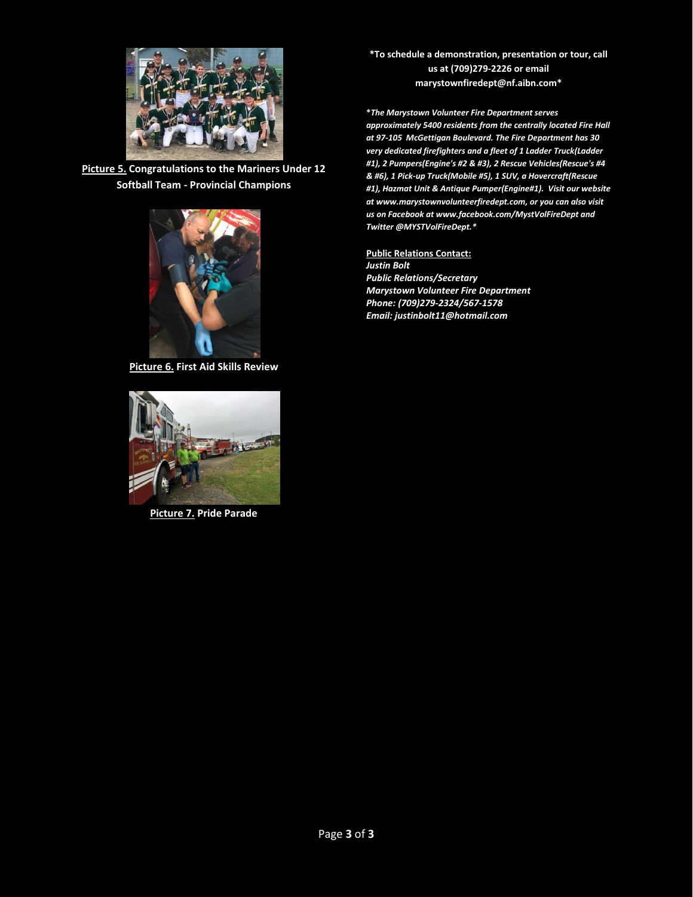**Picture 5.** **Congratulations to the Mariners Under 12 Softball Team - Provincial Champions**

**Picture 6.** **First Aid Skills Review**

**Picture 7.** **Pride Parade**

**\*To schedule a demonstration, presentation or tour, call us at (709)279-2226 or email marystownfiredept@nf.aibn.com\***

***The Marystown Volunteer Fire Department serves approximately 5400 residents from the centrally located Fire Hall at 97-105 McGettigan Boulevard. The Fire Department has 30 very dedicated firefighters and a fleet of 1 Ladder Truck(Ladder #1), 2 Pumpers(Engine's #2 & #3), 2 Rescue Vehicles(Rescue's #4 & #6), 1 Pick-up Truck(Mobile #5), 1 SUV, a Hovercraft(Rescue #1), Hazmat Unit & Antique Pumper(Engine#1). Visit our website at www.marystownvolunteerfiredept.com, or you can also visit us on Facebook at www.facebook.com/MystVolFireDept and Twitter @MYSTVolFireDept.***

**Public Relations Contact:**
***Justin Bolt***
***Public Relations/Secretary***
***Marystown Volunteer Fire Department***
***Phone: (709)279-2324/567-1578***
***Email: justinbolt11@hotmail.com***